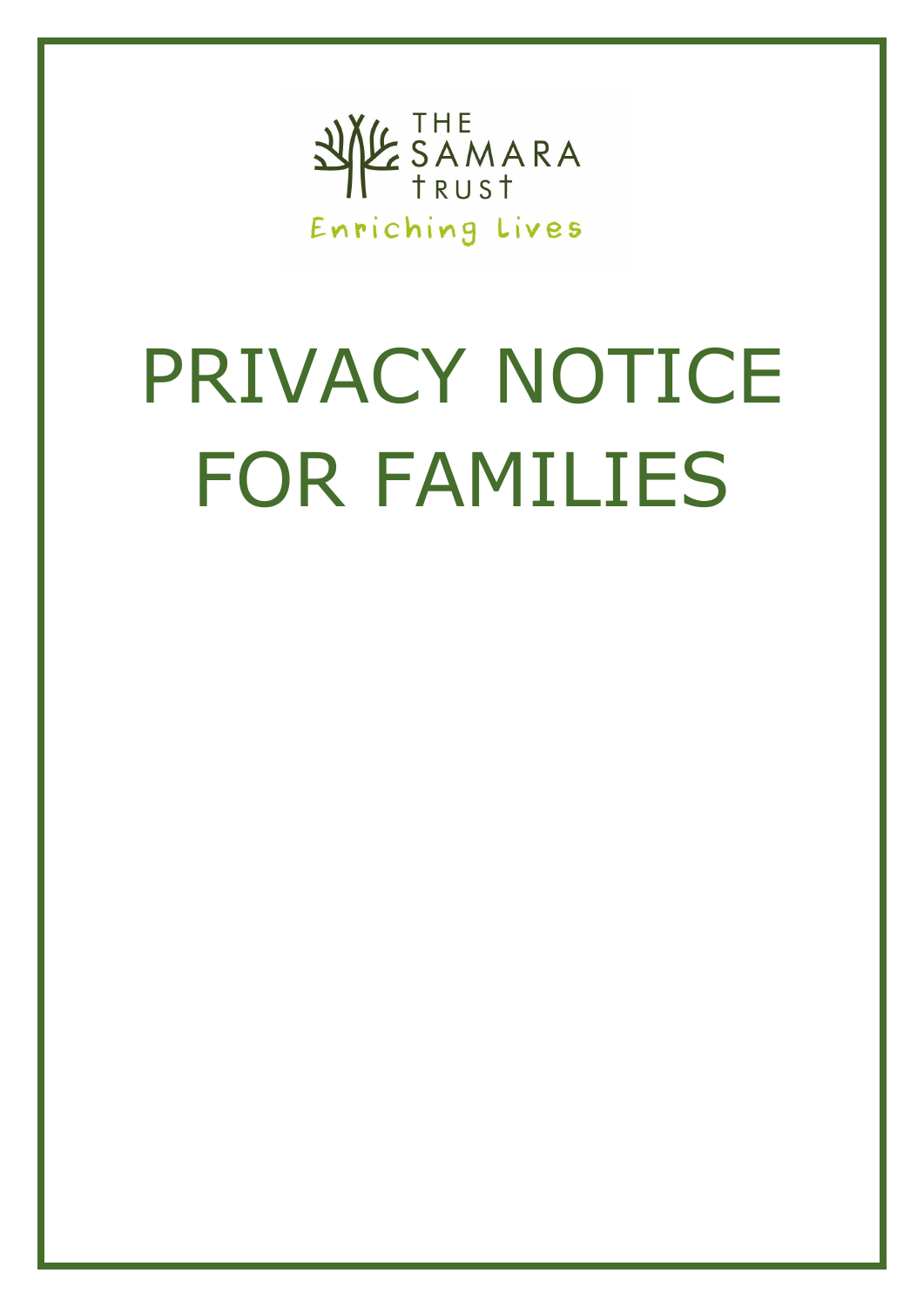THE SAMARA TRUST

Enriching Lives

# PRIVACY NOTICE FOR FAMILIES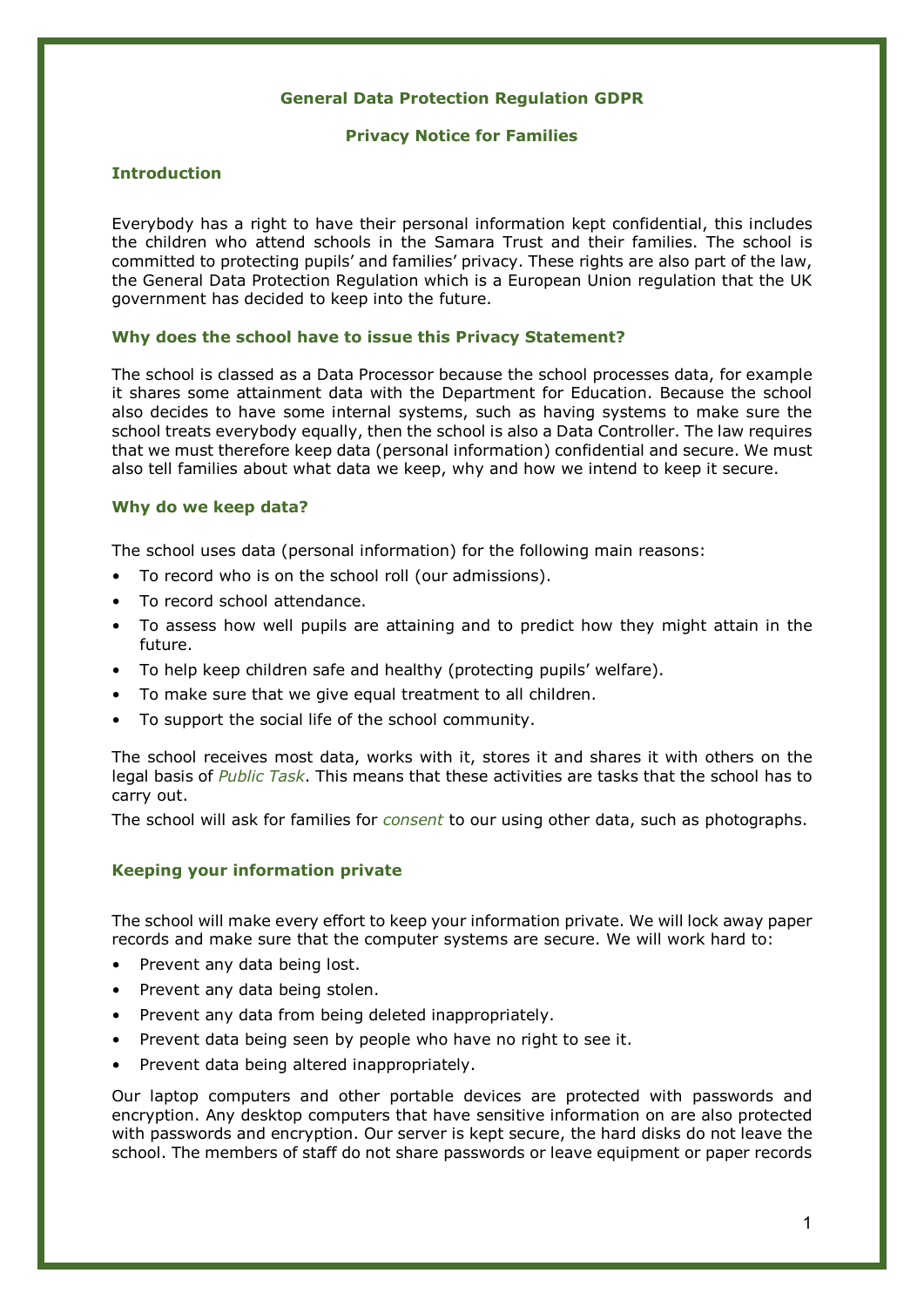**General Data Protection Regulation GDPR**

**Privacy Notice for Families**

## Introduction

Everybody has a right to have their personal information kept confidential, this includes the children who attend schools in the Samara Trust and their families. The school is committed to protecting pupils' and families' privacy. These rights are also part of the law, the General Data Protection Regulation which is a European Union regulation that the UK government has decided to keep into the future.

## Why does the school have to issue this Privacy Statement?

The school is classed as a Data Processor because the school processes data, for example it shares some attainment data with the Department for Education. Because the school also decides to have some internal systems, such as having systems to make sure the school treats everybody equally, then the school is also a Data Controller. The law requires that we must therefore keep data (personal information) confidential and secure. We must also tell families about what data we keep, why and how we intend to keep it secure.

## Why do we keep data?

The school uses data (personal information) for the following main reasons:

- To record who is on the school roll (our admissions).
- To record school attendance.
- To assess how well pupils are attaining and to predict how they might attain in the future.
- To help keep children safe and healthy (protecting pupils' welfare).
- To make sure that we give equal treatment to all children.
- To support the social life of the school community.

The school receives most data, works with it, stores it and shares it with others on the legal basis of *Public Task*. This means that these activities are tasks that the school has to carry out.

The school will ask for families for *consent* to our using other data, such as photographs.

## Keeping your information private

The school will make every effort to keep your information private. We will lock away paper records and make sure that the computer systems are secure. We will work hard to:

- Prevent any data being lost.
- Prevent any data being stolen.
- Prevent any data from being deleted inappropriately.
- Prevent data being seen by people who have no right to see it.
- Prevent data being altered inappropriately.

Our laptop computers and other portable devices are protected with passwords and encryption. Any desktop computers that have sensitive information on are also protected with passwords and encryption. Our server is kept secure, the hard disks do not leave the school. The members of staff do not share passwords or leave equipment or paper records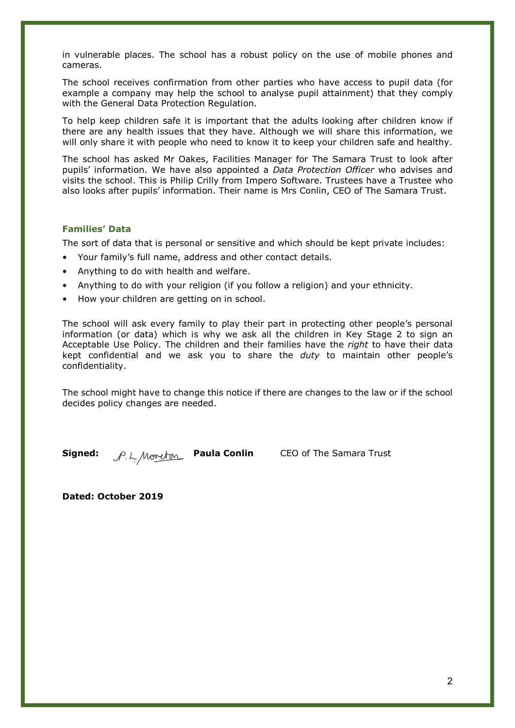in vulnerable places. The school has a robust policy on the use of mobile phones and cameras.

The school receives confirmation from other parties who have access to pupil data (for example a company may help the school to analyse pupil attainment) that they comply with the General Data Protection Regulation.

To help keep children safe it is important that the adults looking after children know if there are any health issues that they have. Although we will share this information, we will only share it with people who need to know it to keep your children safe and healthy.

The school has asked Mr Oakes, Facilities Manager for The Samara Trust to look after pupils' information. We have also appointed a *Data Protection Officer* who advises and visits the school. This is Philip Crilly from Impero Software. Trustees have a Trustee who also looks after pupils' information. Their name is Mrs Conlin, CEO of The Samara Trust.

### Families' Data

The sort of data that is personal or sensitive and which should be kept private includes:

- Your family's full name, address and other contact details.
- Anything to do with health and welfare.
- Anything to do with your religion (if you follow a religion) and your ethnicity.
- How your children are getting on in school.

The school will ask every family to play their part in protecting other people's personal information (or data) which is why we ask all the children in Key Stage 2 to sign an Acceptable Use Policy. The children and their families have the *right* to have their data kept confidential and we ask you to share the *duty* to maintain other people's confidentiality.

The school might have to change this notice if there are changes to the law or if the school decides policy changes are needed.

**Signed:** P. L. Moreton **Paula Conlin** CEO of The Samara Trust

**Dated: October 2019**